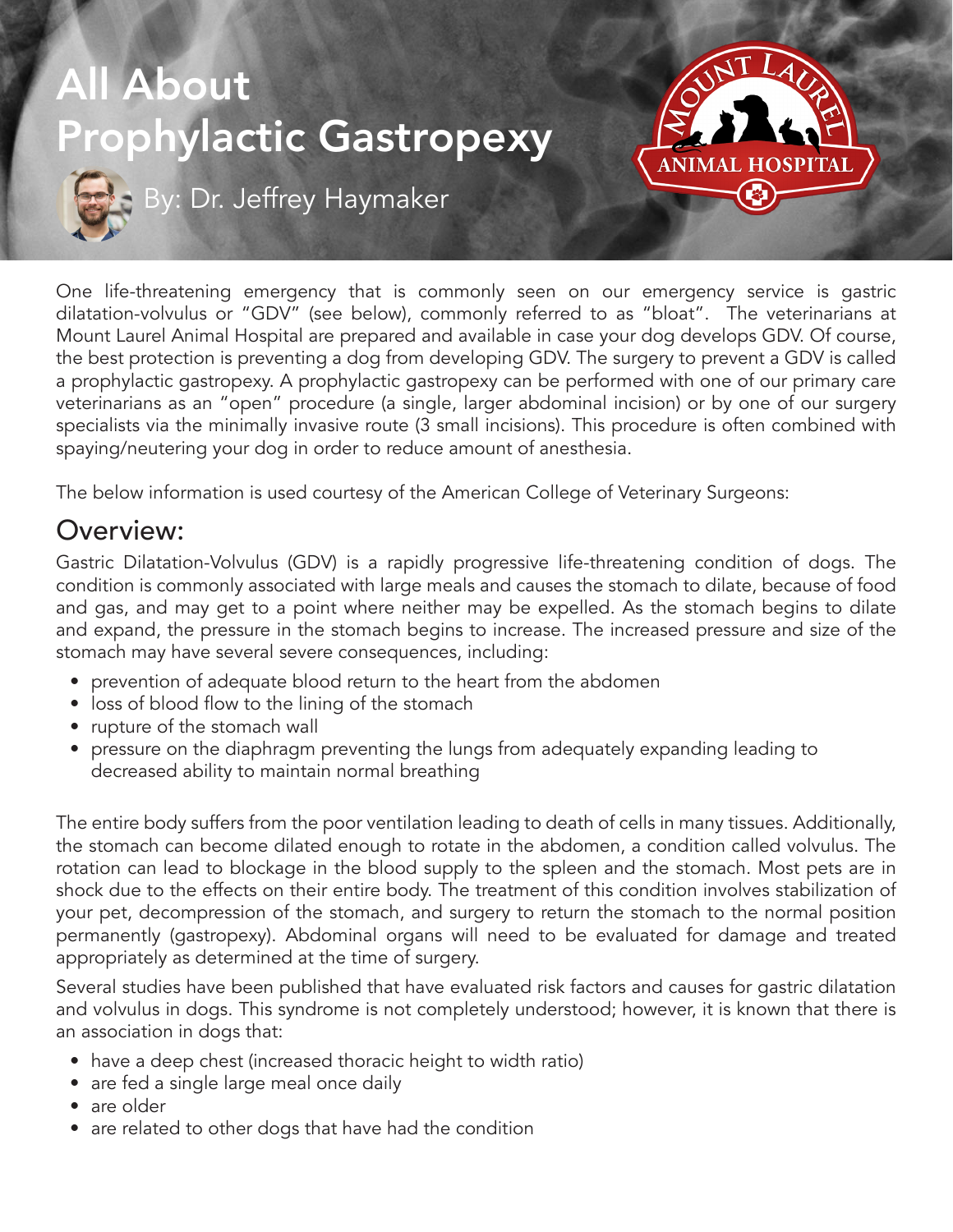# All About Prophylactic Gastropexy

By: Dr. Jeffrey Haymaker

Mount Laurel Animal Hospital

One life-threatening emergency that is commonly seen on our emergency service is gastric dilatation-volvulus or "GDV" (see below), commonly referred to as "bloat". The veterinarians at Mount Laurel Animal Hospital are prepared and available in case your dog develops GDV. Of course, the best protection is preventing a dog from developing GDV. The surgery to prevent a GDV is called a prophylactic gastropexy. A prophylactic gastropexy can be performed with one of our primary care veterinarians as an "open" procedure (a single, larger abdominal incision) or by one of our surgery specialists via the minimally invasive route (3 small incisions). This procedure is often combined with spaying/neutering your dog in order to reduce amount of anesthesia.

The below information is used courtesy of the American College of Veterinary Surgeons:

## Overview:

Gastric Dilatation-Volvulus (GDV) is a rapidly progressive life-threatening condition of dogs. The condition is commonly associated with large meals and causes the stomach to dilate, because of food and gas, and may get to a point where neither may be expelled. As the stomach begins to dilate and expand, the pressure in the stomach begins to increase. The increased pressure and size of the stomach may have several severe consequences, including:

- prevention of adequate blood return to the heart from the abdomen
- loss of blood flow to the lining of the stomach
- rupture of the stomach wall
- pressure on the diaphragm preventing the lungs from adequately expanding leading to decreased ability to maintain normal breathing

The entire body suffers from the poor ventilation leading to death of cells in many tissues. Additionally, the stomach can become dilated enough to rotate in the abdomen, a condition called volvulus. The rotation can lead to blockage in the blood supply to the spleen and the stomach. Most pets are in shock due to the effects on their entire body. The treatment of this condition involves stabilization of your pet, decompression of the stomach, and surgery to return the stomach to the normal position permanently (gastropexy). Abdominal organs will need to be evaluated for damage and treated appropriately as determined at the time of surgery.

Several studies have been published that have evaluated risk factors and causes for gastric dilatation and volvulus in dogs. This syndrome is not completely understood; however, it is known that there is an association in dogs that:

- have a deep chest (increased thoracic height to width ratio)
- are fed a single large meal once daily
- are older
- are related to other dogs that have had the condition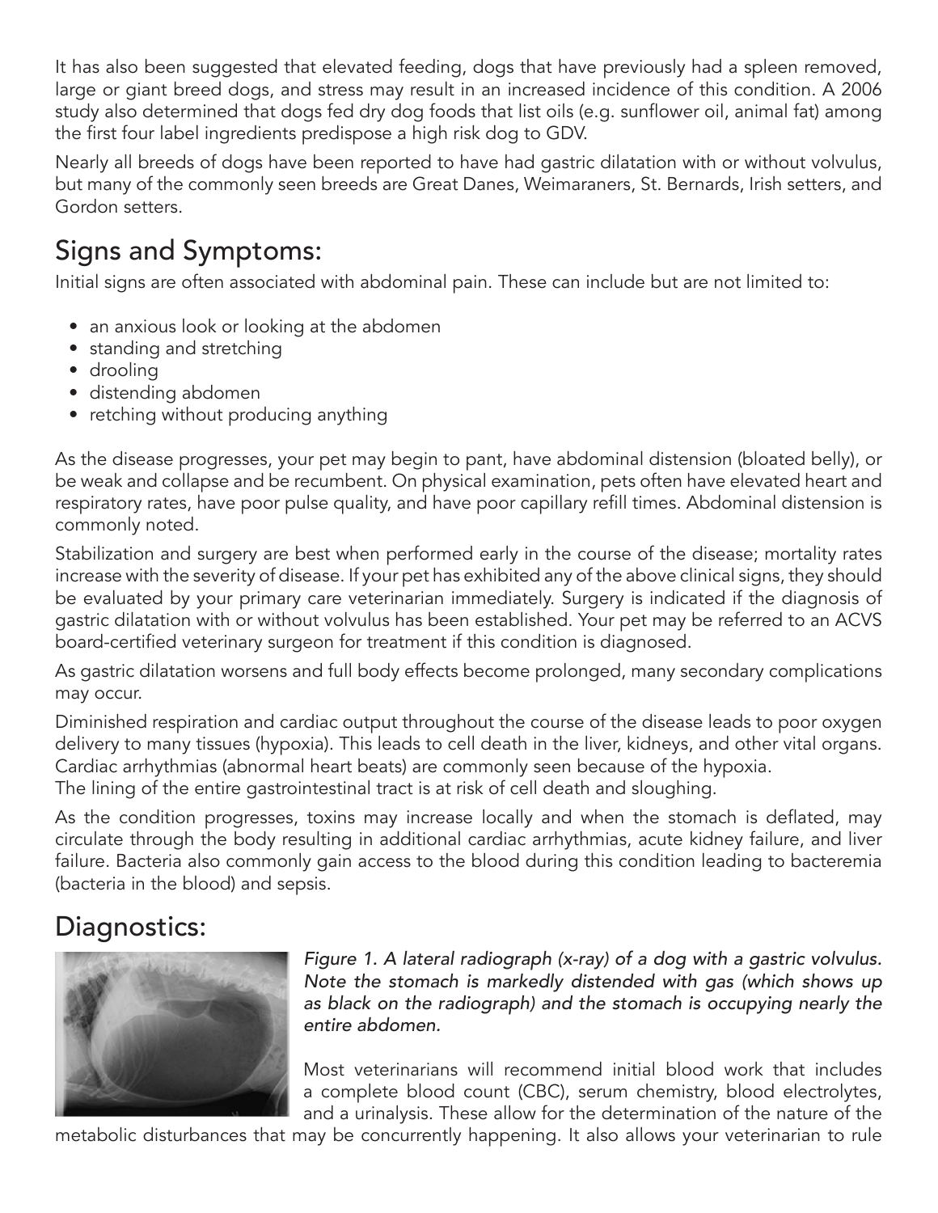It has also been suggested that elevated feeding, dogs that have previously had a spleen removed, large or giant breed dogs, and stress may result in an increased incidence of this condition. A 2006 study also determined that dogs fed dry dog foods that list oils (e.g. sunflower oil, animal fat) among the first four label ingredients predispose a high risk dog to GDV.

Nearly all breeds of dogs have been reported to have had gastric dilatation with or without volvulus, but many of the commonly seen breeds are Great Danes, Weimaraners, St. Bernards, Irish setters, and Gordon setters.

## Signs and Symptoms:

Initial signs are often associated with abdominal pain. These can include but are not limited to:

- an anxious look or looking at the abdomen
- standing and stretching
- drooling
- distending abdomen
- retching without producing anything

As the disease progresses, your pet may begin to pant, have abdominal distension (bloated belly), or be weak and collapse and be recumbent. On physical examination, pets often have elevated heart and respiratory rates, have poor pulse quality, and have poor capillary refill times. Abdominal distension is commonly noted.

Stabilization and surgery are best when performed early in the course of the disease; mortality rates increase with the severity of disease. If your pet has exhibited any of the above clinical signs, they should be evaluated by your primary care veterinarian immediately. Surgery is indicated if the diagnosis of gastric dilatation with or without volvulus has been established. Your pet may be referred to an ACVS board-certified veterinary surgeon for treatment if this condition is diagnosed.

As gastric dilatation worsens and full body effects become prolonged, many secondary complications may occur.

Diminished respiration and cardiac output throughout the course of the disease leads to poor oxygen delivery to many tissues (hypoxia). This leads to cell death in the liver, kidneys, and other vital organs. Cardiac arrhythmias (abnormal heart beats) are commonly seen because of the hypoxia.
The lining of the entire gastrointestinal tract is at risk of cell death and sloughing.

As the condition progresses, toxins may increase locally and when the stomach is deflated, may circulate through the body resulting in additional cardiac arrhythmias, acute kidney failure, and liver failure. Bacteria also commonly gain access to the blood during this condition leading to bacteremia (bacteria in the blood) and sepsis.

## Diagnostics:

*Figure 1. A lateral radiograph (x-ray) of a dog with a gastric volvulus. Note the stomach is markedly distended with gas (which shows up as black on the radiograph) and the stomach is occupying nearly the entire abdomen.*

Most veterinarians will recommend initial blood work that includes a complete blood count (CBC), serum chemistry, blood electrolytes, and a urinalysis. These allow for the determination of the nature of the metabolic disturbances that may be concurrently happening. It also allows your veterinarian to rule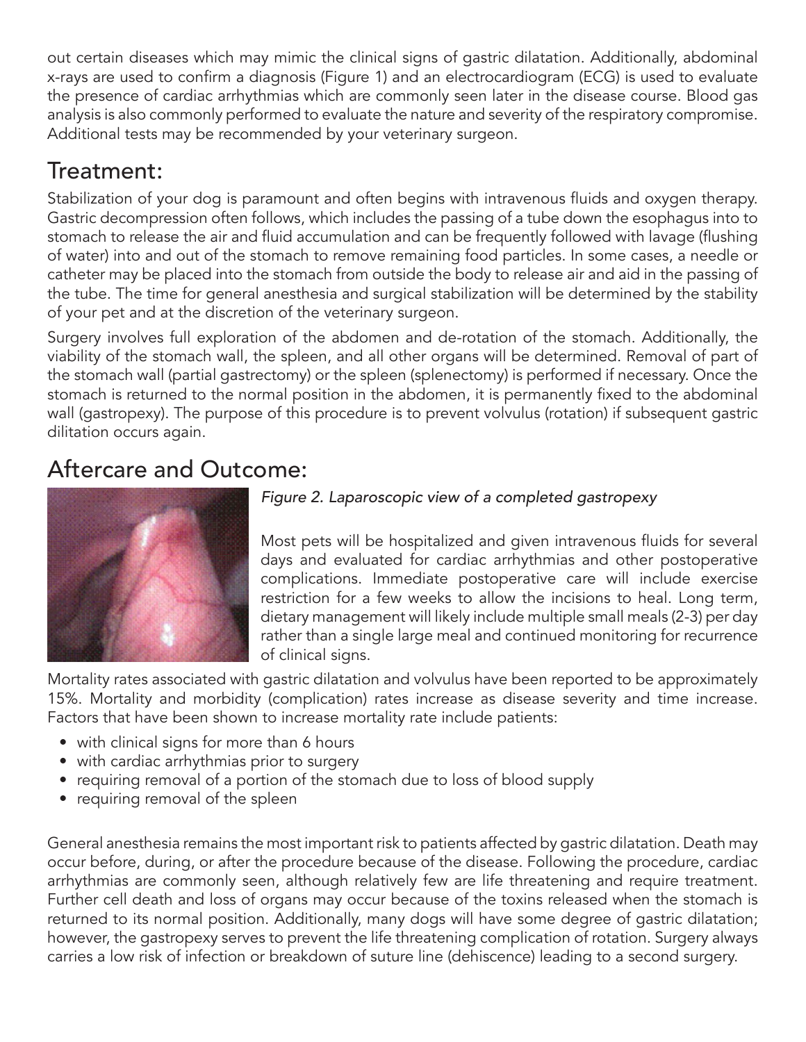out certain diseases which may mimic the clinical signs of gastric dilatation. Additionally, abdominal x-rays are used to confirm a diagnosis (Figure 1) and an electrocardiogram (ECG) is used to evaluate the presence of cardiac arrhythmias which are commonly seen later in the disease course. Blood gas analysis is also commonly performed to evaluate the nature and severity of the respiratory compromise. Additional tests may be recommended by your veterinary surgeon.

## Treatment:

Stabilization of your dog is paramount and often begins with intravenous fluids and oxygen therapy. Gastric decompression often follows, which includes the passing of a tube down the esophagus into to stomach to release the air and fluid accumulation and can be frequently followed with lavage (flushing of water) into and out of the stomach to remove remaining food particles. In some cases, a needle or catheter may be placed into the stomach from outside the body to release air and aid in the passing of the tube. The time for general anesthesia and surgical stabilization will be determined by the stability of your pet and at the discretion of the veterinary surgeon.

Surgery involves full exploration of the abdomen and de-rotation of the stomach. Additionally, the viability of the stomach wall, the spleen, and all other organs will be determined. Removal of part of the stomach wall (partial gastrectomy) or the spleen (splenectomy) is performed if necessary. Once the stomach is returned to the normal position in the abdomen, it is permanently fixed to the abdominal wall (gastropexy). The purpose of this procedure is to prevent volvulus (rotation) if subsequent gastric dilitation occurs again.

## Aftercare and Outcome:

*Figure 2. Laparoscopic view of a completed gastropexy*

Most pets will be hospitalized and given intravenous fluids for several days and evaluated for cardiac arrhythmias and other postoperative complications. Immediate postoperative care will include exercise restriction for a few weeks to allow the incisions to heal. Long term, dietary management will likely include multiple small meals (2-3) per day rather than a single large meal and continued monitoring for recurrence of clinical signs.

Mortality rates associated with gastric dilatation and volvulus have been reported to be approximately 15%. Mortality and morbidity (complication) rates increase as disease severity and time increase. Factors that have been shown to increase mortality rate include patients:

- with clinical signs for more than 6 hours
- with cardiac arrhythmias prior to surgery
- requiring removal of a portion of the stomach due to loss of blood supply
- requiring removal of the spleen

General anesthesia remains the most important risk to patients affected by gastric dilatation. Death may occur before, during, or after the procedure because of the disease. Following the procedure, cardiac arrhythmias are commonly seen, although relatively few are life threatening and require treatment. Further cell death and loss of organs may occur because of the toxins released when the stomach is returned to its normal position. Additionally, many dogs will have some degree of gastric dilatation; however, the gastropexy serves to prevent the life threatening complication of rotation. Surgery always carries a low risk of infection or breakdown of suture line (dehiscence) leading to a second surgery.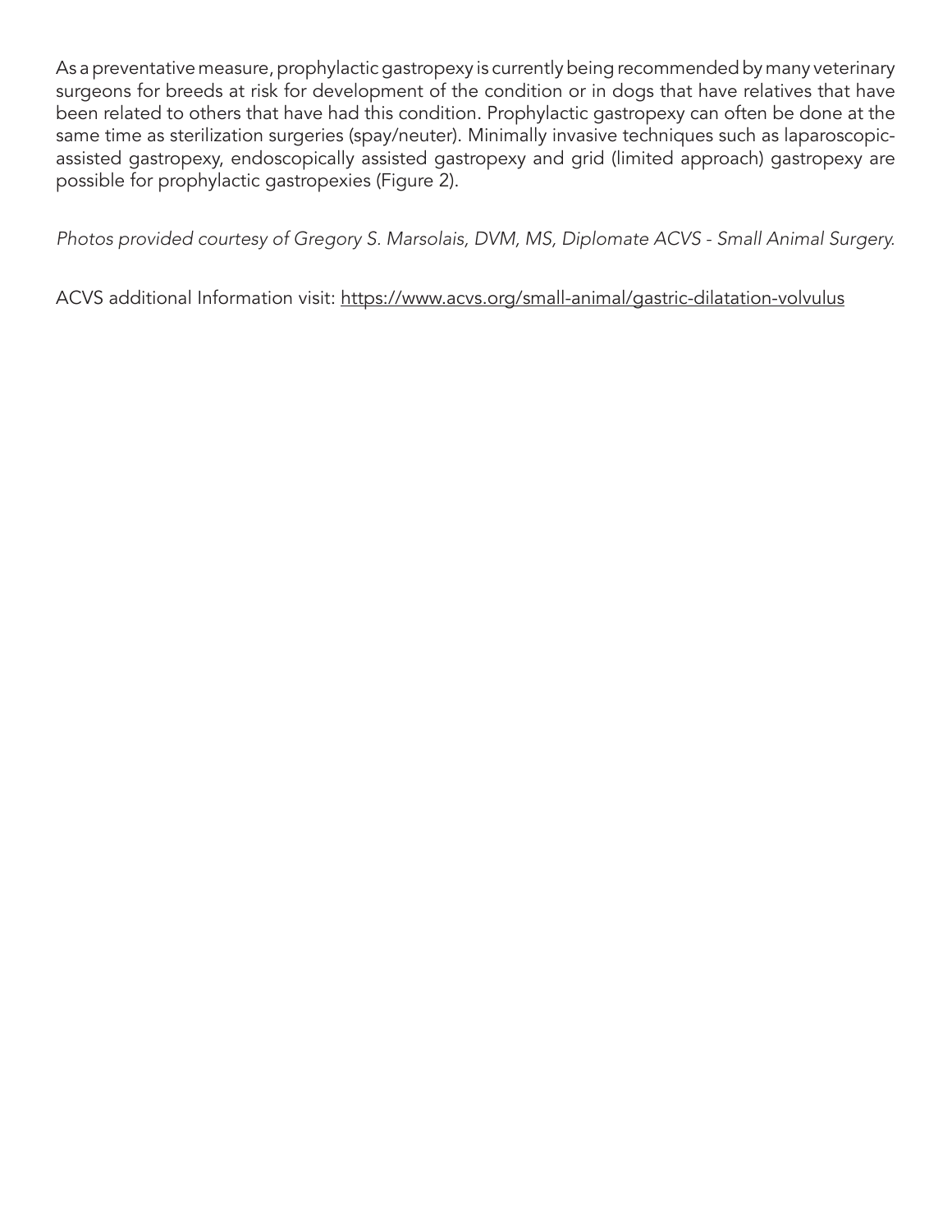As a preventative measure, prophylactic gastropexy is currently being recommended by many veterinary surgeons for breeds at risk for development of the condition or in dogs that have relatives that have been related to others that have had this condition. Prophylactic gastropexy can often be done at the same time as sterilization surgeries (spay/neuter). Minimally invasive techniques such as laparoscopic-assisted gastropexy, endoscopically assisted gastropexy and grid (limited approach) gastropexy are possible for prophylactic gastropexies (Figure 2).

*Photos provided courtesy of Gregory S. Marsolais, DVM, MS, Diplomate ACVS - Small Animal Surgery.*

ACVS additional Information visit: [https://www.acvs.org/small-animal/gastric-dilatation-volvulus](https://www.acvs.org/small-animal/gastric-dilatation-volvulus)